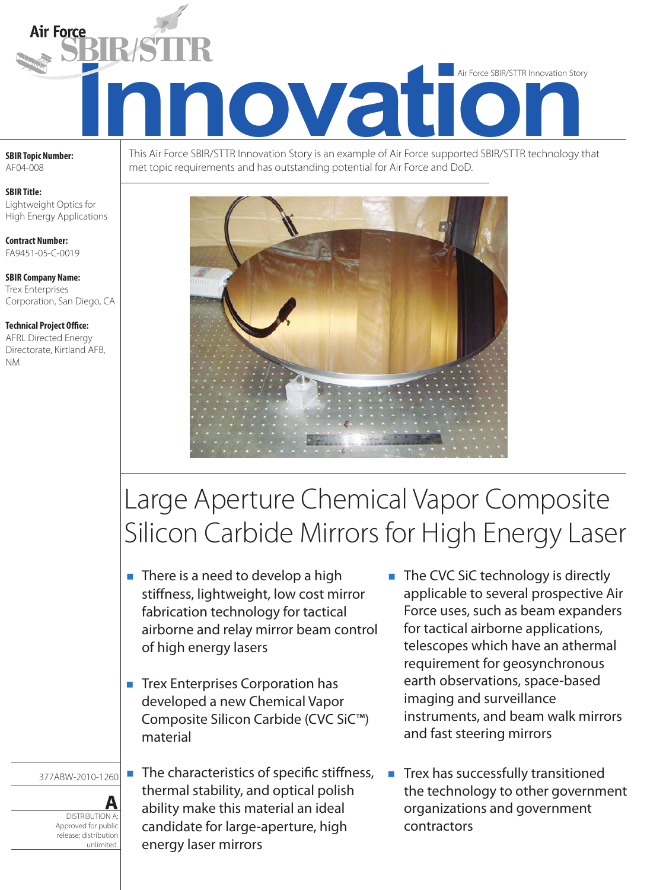# Air Force SBIR/STTR Innovation

Air Force SBIR/STTR Innovation Story

**SBIR Topic Number:**
AF04-008

**SBIR Title:**
Lightweight Optics for High Energy Applications

**Contract Number:**
FA9451-05-C-0019

**SBIR Company Name:**
Trex Enterprises Corporation, San Diego, CA

**Technical Project Office:**
AFRL Directed Energy Directorate, Kirtland AFB, NM

This Air Force SBIR/STTR Innovation Story is an example of Air Force supported SBIR/STTR technology that met topic requirements and has outstanding potential for Air Force and DoD.

## Large Aperture Chemical Vapor Composite Silicon Carbide Mirrors for High Energy Laser

- There is a need to develop a high stiffness, lightweight, low cost mirror fabrication technology for tactical airborne and relay mirror beam control of high energy lasers
- Trex Enterprises Corporation has developed a new Chemical Vapor Composite Silicon Carbide (CVC SiC™) material
- The characteristics of specific stiffness, thermal stability, and optical polish ability make this material an ideal candidate for large-aperture, high energy laser mirrors
- The CVC SiC technology is directly applicable to several prospective Air Force uses, such as beam expanders for tactical airborne applications, telescopes which have an athermal requirement for geosynchronous earth observations, space-based imaging and surveillance instruments, and beam walk mirrors and fast steering mirrors
- Trex has successfully transitioned the technology to other government organizations and government contractors

377ABW-2010-1260

**A**
DISTRIBUTION A: Approved for public release; distribution unlimited.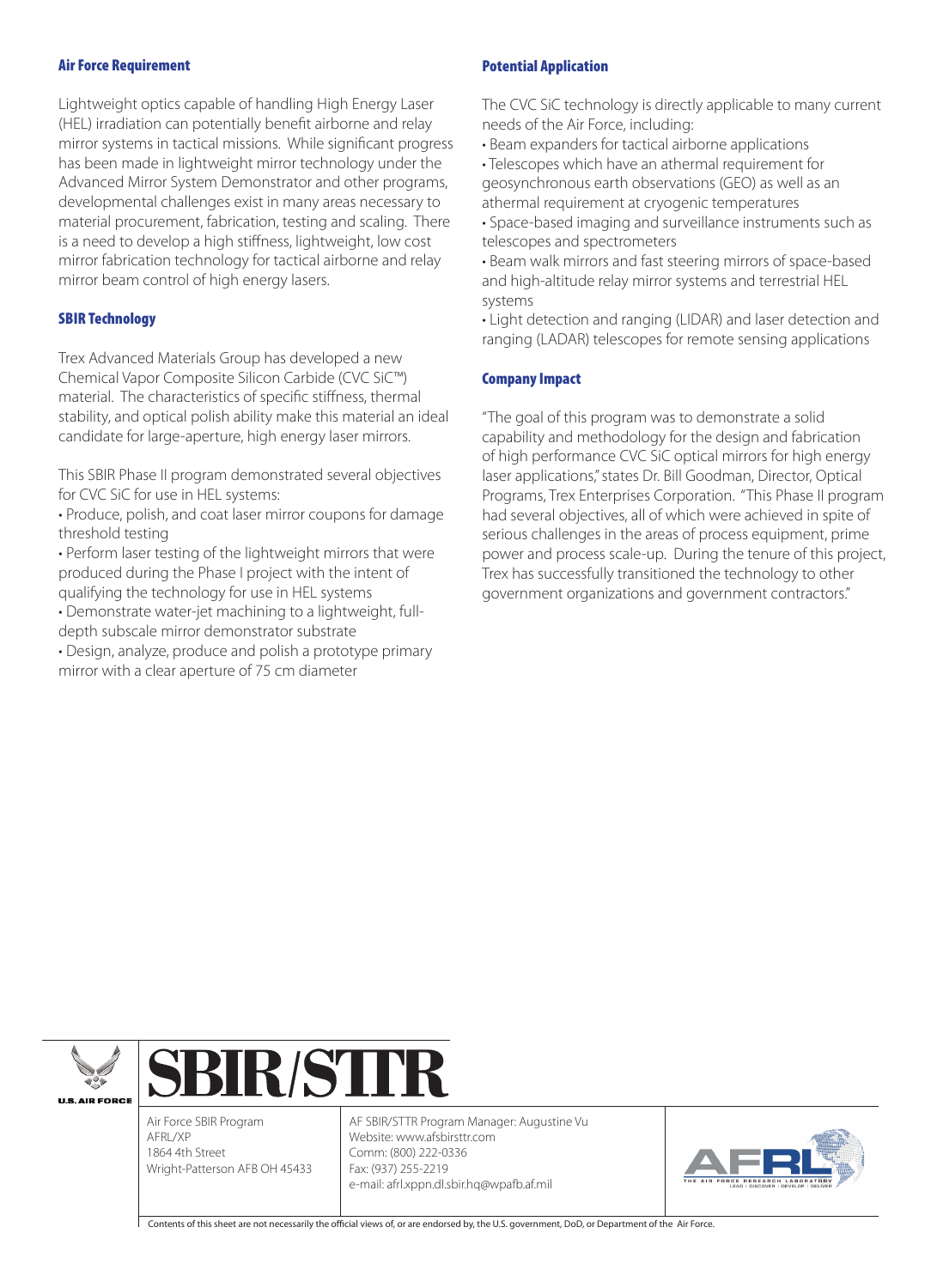## Air Force Requirement

Lightweight optics capable of handling High Energy Laser (HEL) irradiation can potentially benefit airborne and relay mirror systems in tactical missions. While significant progress has been made in lightweight mirror technology under the Advanced Mirror System Demonstrator and other programs, developmental challenges exist in many areas necessary to material procurement, fabrication, testing and scaling. There is a need to develop a high stiffness, lightweight, low cost mirror fabrication technology for tactical airborne and relay mirror beam control of high energy lasers.

## SBIR Technology

Trex Advanced Materials Group has developed a new Chemical Vapor Composite Silicon Carbide (CVC SiC™) material. The characteristics of specific stiffness, thermal stability, and optical polish ability make this material an ideal candidate for large-aperture, high energy laser mirrors.

This SBIR Phase II program demonstrated several objectives for CVC SiC for use in HEL systems:

- Produce, polish, and coat laser mirror coupons for damage threshold testing
- Perform laser testing of the lightweight mirrors that were produced during the Phase I project with the intent of qualifying the technology for use in HEL systems
- Demonstrate water-jet machining to a lightweight, full-depth subscale mirror demonstrator substrate
- Design, analyze, produce and polish a prototype primary mirror with a clear aperture of 75 cm diameter

## Potential Application

The CVC SiC technology is directly applicable to many current needs of the Air Force, including:

- Beam expanders for tactical airborne applications
- Telescopes which have an athermal requirement for geosynchronous earth observations (GEO) as well as an athermal requirement at cryogenic temperatures
- Space-based imaging and surveillance instruments such as telescopes and spectrometers
- Beam walk mirrors and fast steering mirrors of space-based and high-altitude relay mirror systems and terrestrial HEL systems
- Light detection and ranging (LIDAR) and laser detection and ranging (LADAR) telescopes for remote sensing applications

## Company Impact

"The goal of this program was to demonstrate a solid capability and methodology for the design and fabrication of high performance CVC SiC optical mirrors for high energy laser applications," states Dr. Bill Goodman, Director, Optical Programs, Trex Enterprises Corporation. "This Phase II program had several objectives, all of which were achieved in spite of serious challenges in the areas of process equipment, prime power and process scale-up. During the tenure of this project, Trex has successfully transitioned the technology to other government organizations and government contractors."

U.S. AIR FORCE

SBIR/STTR

Air Force SBIR Program
AFRL/XP
1864 4th Street
Wright-Patterson AFB OH 45433

AF SBIR/STTR Program Manager: Augustine Vu
Website: www.afsbirsttr.com
Comm: (800) 222-0336
Fax: (937) 255-2219
e-mail: afrl.xppn.dl.sbir.hq@wpafb.af.mil

AFRL THE AIR FORCE RESEARCH LABORATORY LEAD | DISCOVER | DEVELOP | DELIVER

Contents of this sheet are not necessarily the official views of, or are endorsed by, the U.S. government, DoD, or Department of the Air Force.